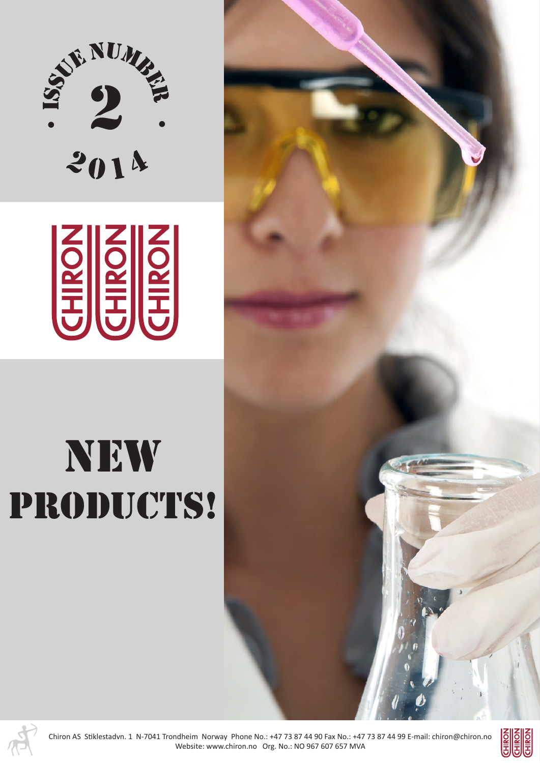ISSUE NUMBER

2

2014

CHIRON CHIRON CHIRON

# NEW PRODUCTS!

Chiron AS Stiklestadvn. 1 N-7041 Trondheim Norway Phone No.: +47 73 87 44 90 Fax No.: +47 73 87 44 99 E-mail: chiron@chiron.no
Website: www.chiron.no Org. No.: NO 967 607 657 MVA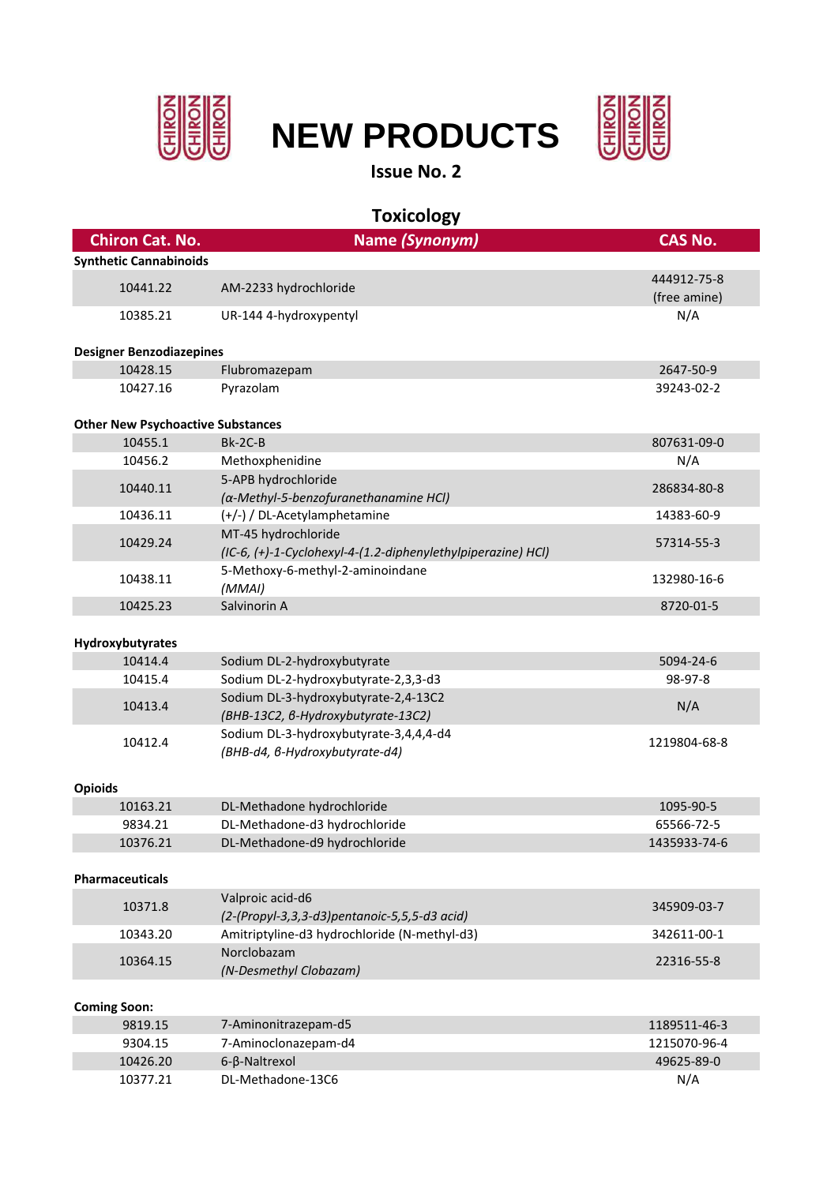# NEW PRODUCTS

**Issue No. 2**

## Toxicology

| Chiron Cat. No. | Name *(Synonym)* | CAS No. |
|---|---|---|
| **Synthetic Cannabinoids** | | |
| 10441.22 | AM-2233 hydrochloride | 444912-75-8 (free amine) |
| 10385.21 | UR-144 4-hydroxypentyl | N/A |
| **Designer Benzodiazepines** | | |
| 10428.15 | Flubromazepam | 2647-50-9 |
| 10427.16 | Pyrazolam | 39243-02-2 |
| **Other New Psychoactive Substances** | | |
| 10455.1 | Bk-2C-B | 807631-09-0 |
| 10456.2 | Methoxphenidine | N/A |
| 10440.11 | 5-APB hydrochloride *(α-Methyl-5-benzofuranethanamine HCl)* | 286834-80-8 |
| 10436.11 | (+/-) / DL-Acetylamphetamine | 14383-60-9 |
| 10429.24 | MT-45 hydrochloride *(IC-6, (+)-1-Cyclohexyl-4-(1.2-diphenylethylpiperazine) HCl)* | 57314-55-3 |
| 10438.11 | 5-Methoxy-6-methyl-2-aminoindane *(MMAI)* | 132980-16-6 |
| 10425.23 | Salvinorin A | 8720-01-5 |
| **Hydroxybutyrates** | | |
| 10414.4 | Sodium DL-2-hydroxybutyrate | 5094-24-6 |
| 10415.4 | Sodium DL-2-hydroxybutyrate-2,3,3-d3 | 98-97-8 |
| 10413.4 | Sodium DL-3-hydroxybutyrate-2,4-13C2 *(BHB-13C2, β-Hydroxybutyrate-13C2)* | N/A |
| 10412.4 | Sodium DL-3-hydroxybutyrate-3,4,4,4-d4 *(BHB-d4, β-Hydroxybutyrate-d4)* | 1219804-68-8 |
| **Opioids** | | |
| 10163.21 | DL-Methadone hydrochloride | 1095-90-5 |
| 9834.21 | DL-Methadone-d3 hydrochloride | 65566-72-5 |
| 10376.21 | DL-Methadone-d9 hydrochloride | 1435933-74-6 |
| **Pharmaceuticals** | | |
| 10371.8 | Valproic acid-d6 *(2-(Propyl-3,3,3-d3)pentanoic-5,5,5-d3 acid)* | 345909-03-7 |
| 10343.20 | Amitriptyline-d3 hydrochloride (N-methyl-d3) | 342611-00-1 |
| 10364.15 | Norclobazam *(N-Desmethyl Clobazam)* | 22316-55-8 |
| **Coming Soon:** | | |
| 9819.15 | 7-Aminonitrazepam-d5 | 1189511-46-3 |
| 9304.15 | 7-Aminoclonazepam-d4 | 1215070-96-4 |
| 10426.20 | 6-β-Naltrexol | 49625-89-0 |
| 10377.21 | DL-Methadone-13C6 | N/A |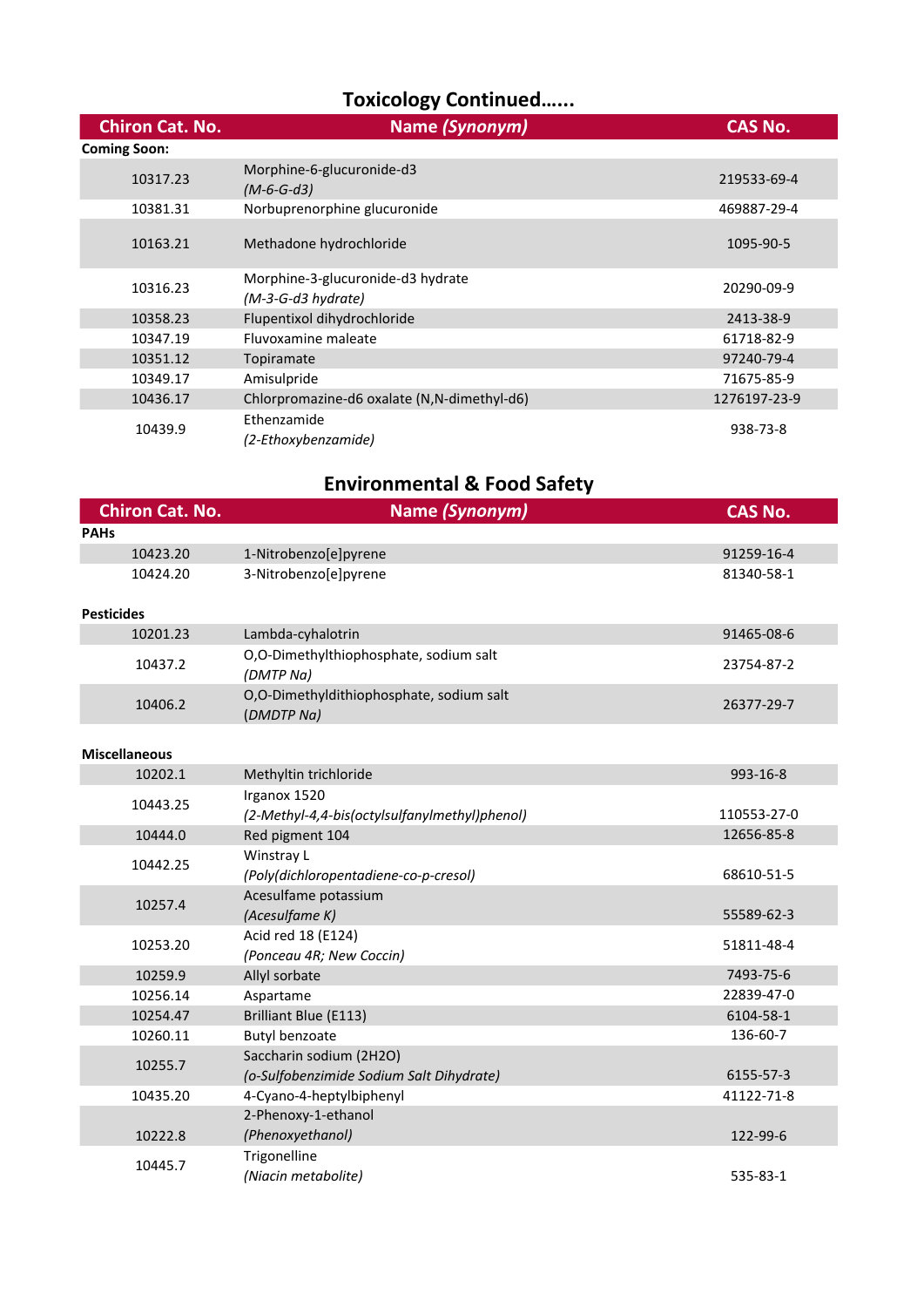## Toxicology Continued......

| Chiron Cat. No. | Name *(Synonym)* | CAS No. |
|---|---|---|
| **Coming Soon:** | | |
| 10317.23 | Morphine-6-glucuronide-d3 *(M-6-G-d3)* | 219533-69-4 |
| 10381.31 | Norbuprenorphine glucuronide | 469887-29-4 |
| 10163.21 | Methadone hydrochloride | 1095-90-5 |
| 10316.23 | Morphine-3-glucuronide-d3 hydrate *(M-3-G-d3 hydrate)* | 20290-09-9 |
| 10358.23 | Flupentixol dihydrochloride | 2413-38-9 |
| 10347.19 | Fluvoxamine maleate | 61718-82-9 |
| 10351.12 | Topiramate | 97240-79-4 |
| 10349.17 | Amisulpride | 71675-85-9 |
| 10436.17 | Chlorpromazine-d6 oxalate (N,N-dimethyl-d6) | 1276197-23-9 |
| 10439.9 | Ethenzamide *(2-Ethoxybenzamide)* | 938-73-8 |

## Environmental & Food Safety

| Chiron Cat. No. | Name *(Synonym)* | CAS No. |
|---|---|---|
| **PAHs** | | |
| 10423.20 | 1-Nitrobenzo[e]pyrene | 91259-16-4 |
| 10424.20 | 3-Nitrobenzo[e]pyrene | 81340-58-1 |
| **Pesticides** | | |
| 10201.23 | Lambda-cyhalotrin | 91465-08-6 |
| 10437.2 | O,O-Dimethylthiophosphate, sodium salt *(DMTP Na)* | 23754-87-2 |
| 10406.2 | O,O-Dimethyldithiophosphate, sodium salt *(DMDTP Na)* | 26377-29-7 |
| **Miscellaneous** | | |
| 10202.1 | Methyltin trichloride | 993-16-8 |
| 10443.25 | Irganox 1520 *(2-Methyl-4,4-bis(octylsulfanylmethyl)phenol)* | 110553-27-0 |
| 10444.0 | Red pigment 104 | 12656-85-8 |
| 10442.25 | Winstray L *(Poly(dichloropentadiene-co-p-cresol)* | 68610-51-5 |
| 10257.4 | Acesulfame potassium *(Acesulfame K)* | 55589-62-3 |
| 10253.20 | Acid red 18 (E124) *(Ponceau 4R; New Coccin)* | 51811-48-4 |
| 10259.9 | Allyl sorbate | 7493-75-6 |
| 10256.14 | Aspartame | 22839-47-0 |
| 10254.47 | Brilliant Blue (E113) | 6104-58-1 |
| 10260.11 | Butyl benzoate | 136-60-7 |
| 10255.7 | Saccharin sodium (2H2O) *(o-Sulfobenzimide Sodium Salt Dihydrate)* | 6155-57-3 |
| 10435.20 | 4-Cyano-4-heptylbiphenyl | 41122-71-8 |
| 10222.8 | 2-Phenoxy-1-ethanol *(Phenoxyethanol)* | 122-99-6 |
| 10445.7 | Trigonelline *(Niacin metabolite)* | 535-83-1 |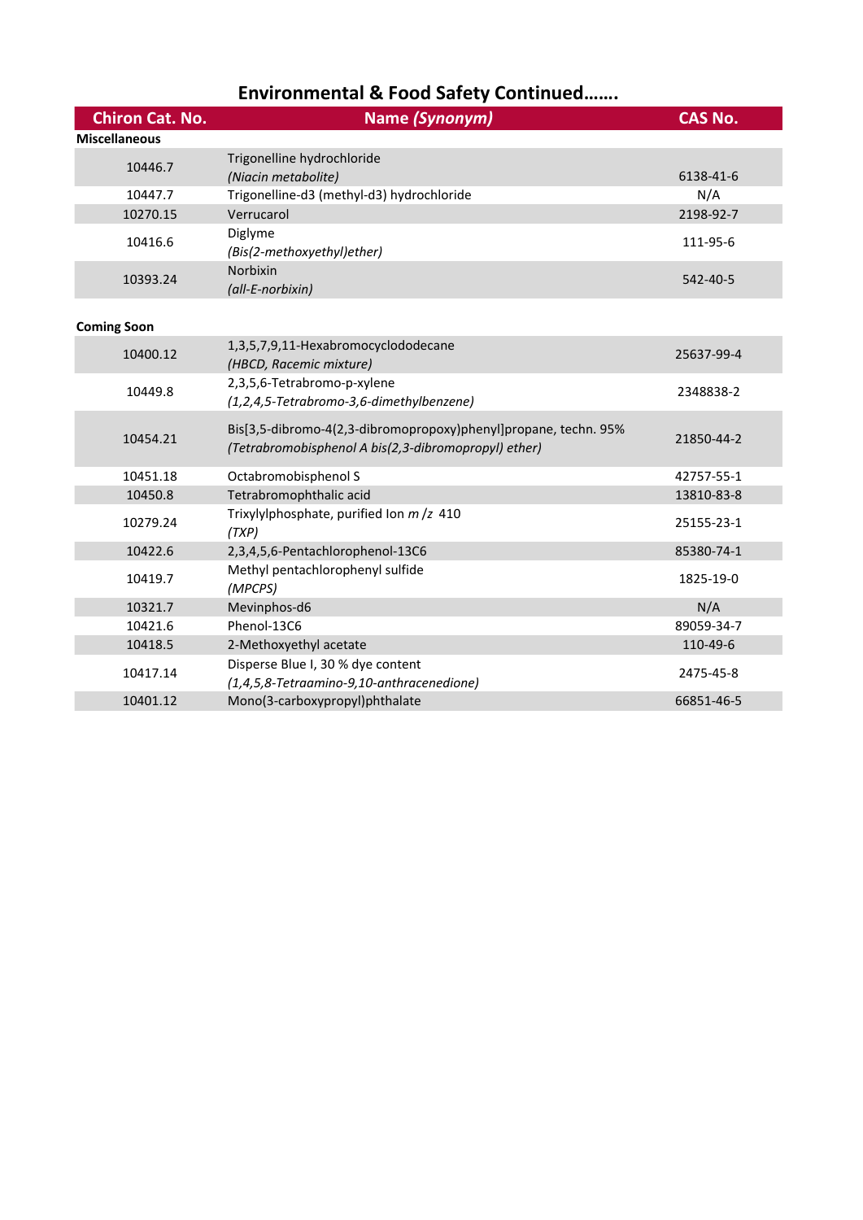## Environmental & Food Safety Continued…….

| Chiron Cat. No. | Name *(Synonym)* | CAS No. |
| --- | --- | --- |
| **Miscellaneous** | | |
| 10446.7 | Trigonelline hydrochloride *(Niacin metabolite)* | 6138-41-6 |
| 10447.7 | Trigonelline-d3 (methyl-d3) hydrochloride | N/A |
| 10270.15 | Verrucarol | 2198-92-7 |
| 10416.6 | Diglyme *(Bis(2-methoxyethyl)ether)* | 111-95-6 |
| 10393.24 | Norbixin *(all-E-norbixin)* | 542-40-5 |
| **Coming Soon** | | |
| 10400.12 | 1,3,5,7,9,11-Hexabromocyclododecane *(HBCD, Racemic mixture)* | 25637-99-4 |
| 10449.8 | 2,3,5,6-Tetrabromo-p-xylene *(1,2,4,5-Tetrabromo-3,6-dimethylbenzene)* | 2348838-2 |
| 10454.21 | Bis[3,5-dibromo-4(2,3-dibromopropoxy)phenyl]propane, techn. 95% *(Tetrabromobisphenol A bis(2,3-dibromopropyl) ether)* | 21850-44-2 |
| 10451.18 | Octabromobisphenol S | 42757-55-1 |
| 10450.8 | Tetrabromophthalic acid | 13810-83-8 |
| 10279.24 | Trixylylphosphate, purified Ion *m /z* 410 *(TXP)* | 25155-23-1 |
| 10422.6 | 2,3,4,5,6-Pentachlorophenol-13C6 | 85380-74-1 |
| 10419.7 | Methyl pentachlorophenyl sulfide *(MPCPS)* | 1825-19-0 |
| 10321.7 | Mevinphos-d6 | N/A |
| 10421.6 | Phenol-13C6 | 89059-34-7 |
| 10418.5 | 2-Methoxyethyl acetate | 110-49-6 |
| 10417.14 | Disperse Blue I, 30 % dye content *(1,4,5,8-Tetraamino-9,10-anthracenedione)* | 2475-45-8 |
| 10401.12 | Mono(3-carboxypropyl)phthalate | 66851-46-5 |